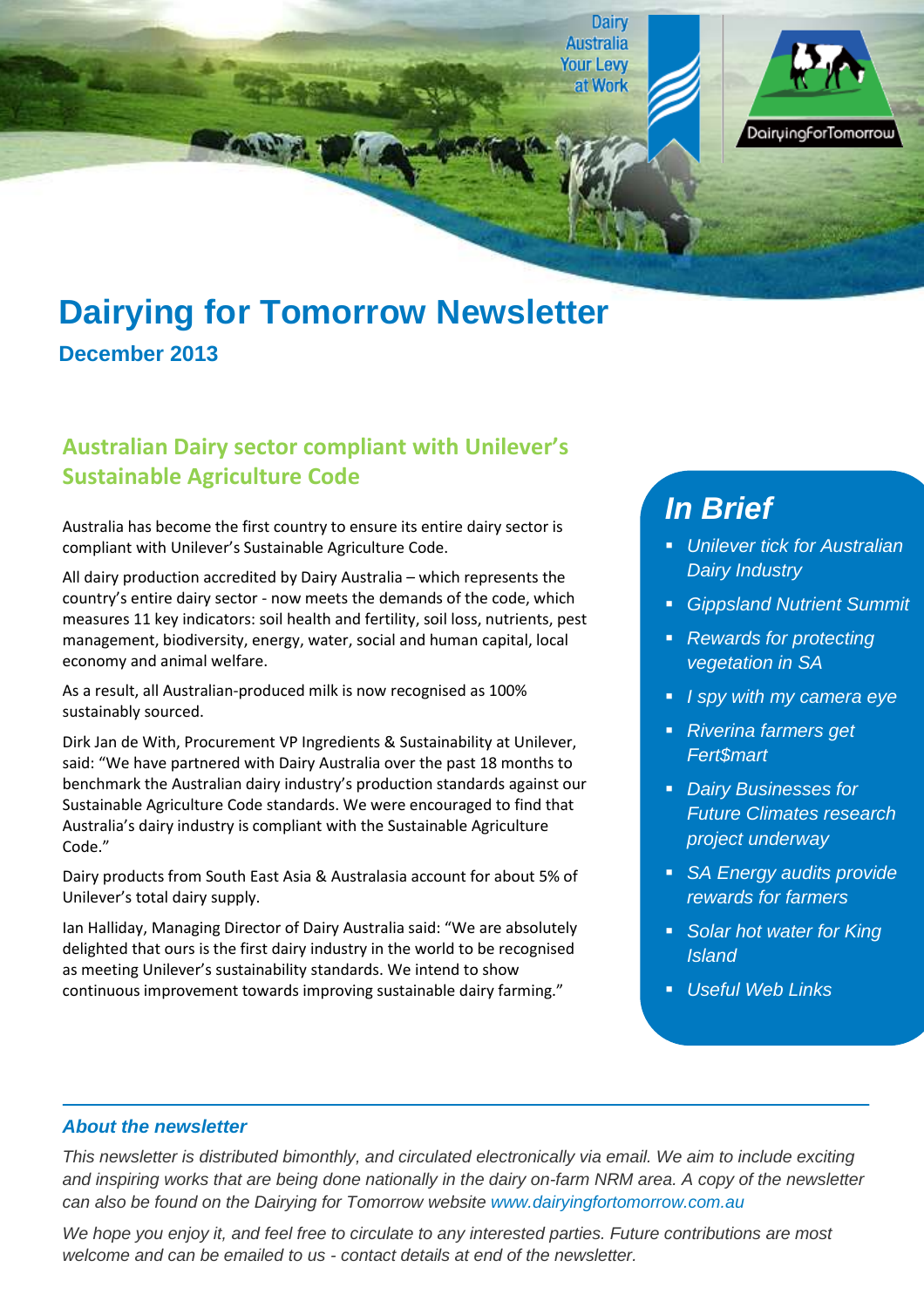# Dairying for Tomorrow Newsletter

**December 2013**

## Australian Dairy sector compliant with Unilever's Sustainable Agriculture Code

Australia has become the first country to ensure its entire dairy sector is compliant with Unilever's Sustainable Agriculture Code.

All dairy production accredited by Dairy Australia – which represents the country's entire dairy sector - now meets the demands of the code, which measures 11 key indicators: soil health and fertility, soil loss, nutrients, pest management, biodiversity, energy, water, social and human capital, local economy and animal welfare.

As a result, all Australian-produced milk is now recognised as 100% sustainably sourced.

Dirk Jan de With, Procurement VP Ingredients & Sustainability at Unilever, said: "We have partnered with Dairy Australia over the past 18 months to benchmark the Australian dairy industry's production standards against our Sustainable Agriculture Code standards. We were encouraged to find that Australia's dairy industry is compliant with the Sustainable Agriculture Code."

Dairy products from South East Asia & Australasia account for about 5% of Unilever's total dairy supply.

Ian Halliday, Managing Director of Dairy Australia said: "We are absolutely delighted that ours is the first dairy industry in the world to be recognised as meeting Unilever's sustainability standards. We intend to show continuous improvement towards improving sustainable dairy farming."

## *In Brief*

- *Unilever tick for Australian Dairy Industry*
- *Gippsland Nutrient Summit*
- *Rewards for protecting vegetation in SA*
- *I spy with my camera eye*
- *Riverina farmers get Fert$mart*
- *Dairy Businesses for Future Climates research project underway*
- *SA Energy audits provide rewards for farmers*
- *Solar hot water for King Island*
- *Useful Web Links*

---

### *About the newsletter*

*This newsletter is distributed bimonthly, and circulated electronically via email. We aim to include exciting and inspiring works that are being done nationally in the dairy on-farm NRM area. A copy of the newsletter can also be found on the Dairying for Tomorrow website www.dairyingfortomorrow.com.au*

*We hope you enjoy it, and feel free to circulate to any interested parties. Future contributions are most welcome and can be emailed to us - contact details at end of the newsletter.*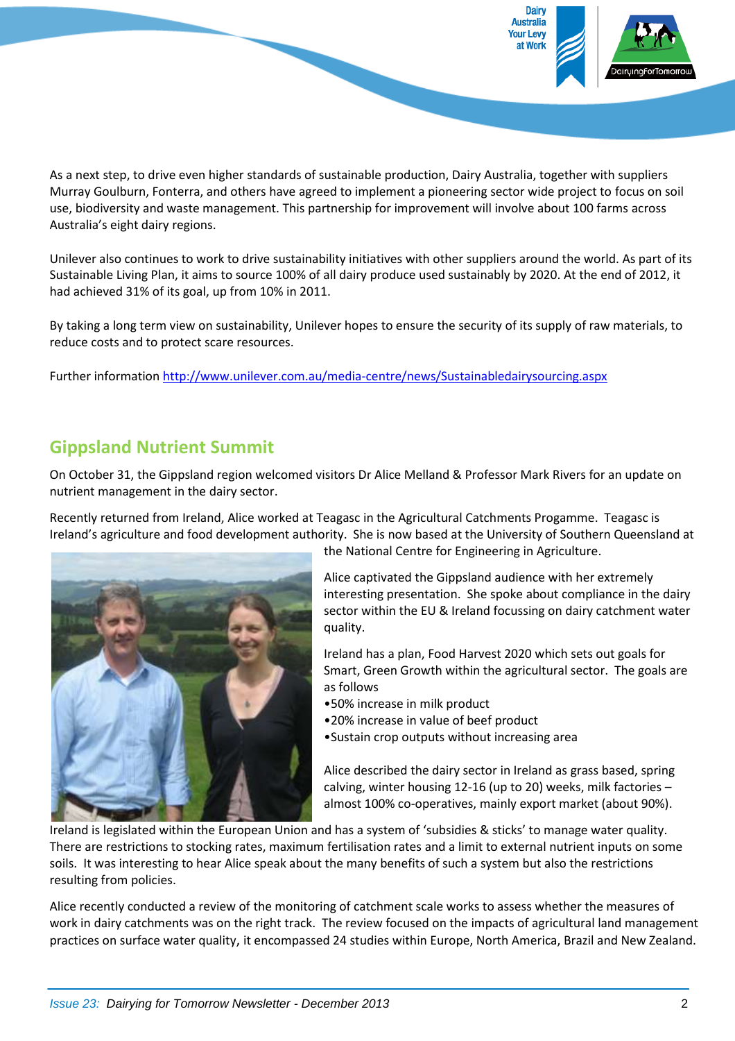As a next step, to drive even higher standards of sustainable production, Dairy Australia, together with suppliers Murray Goulburn, Fonterra, and others have agreed to implement a pioneering sector wide project to focus on soil use, biodiversity and waste management. This partnership for improvement will involve about 100 farms across Australia's eight dairy regions.

Unilever also continues to work to drive sustainability initiatives with other suppliers around the world. As part of its Sustainable Living Plan, it aims to source 100% of all dairy produce used sustainably by 2020. At the end of 2012, it had achieved 31% of its goal, up from 10% in 2011.

By taking a long term view on sustainability, Unilever hopes to ensure the security of its supply of raw materials, to reduce costs and to protect scare resources.

Further information http://www.unilever.com.au/media-centre/news/Sustainabledairysourcing.aspx

## Gippsland Nutrient Summit

On October 31, the Gippsland region welcomed visitors Dr Alice Melland & Professor Mark Rivers for an update on nutrient management in the dairy sector.

Recently returned from Ireland, Alice worked at Teagasc in the Agricultural Catchments Progamme. Teagasc is Ireland's agriculture and food development authority. She is now based at the University of Southern Queensland at the National Centre for Engineering in Agriculture.

Alice captivated the Gippsland audience with her extremely interesting presentation. She spoke about compliance in the dairy sector within the EU & Ireland focussing on dairy catchment water quality.

Ireland has a plan, Food Harvest 2020 which sets out goals for Smart, Green Growth within the agricultural sector. The goals are as follows

- 50% increase in milk product
- 20% increase in value of beef product
- Sustain crop outputs without increasing area

Alice described the dairy sector in Ireland as grass based, spring calving, winter housing 12-16 (up to 20) weeks, milk factories – almost 100% co-operatives, mainly export market (about 90%).

Ireland is legislated within the European Union and has a system of 'subsidies & sticks' to manage water quality. There are restrictions to stocking rates, maximum fertilisation rates and a limit to external nutrient inputs on some soils. It was interesting to hear Alice speak about the many benefits of such a system but also the restrictions resulting from policies.

Alice recently conducted a review of the monitoring of catchment scale works to assess whether the measures of work in dairy catchments was on the right track. The review focused on the impacts of agricultural land management practices on surface water quality, it encompassed 24 studies within Europe, North America, Brazil and New Zealand.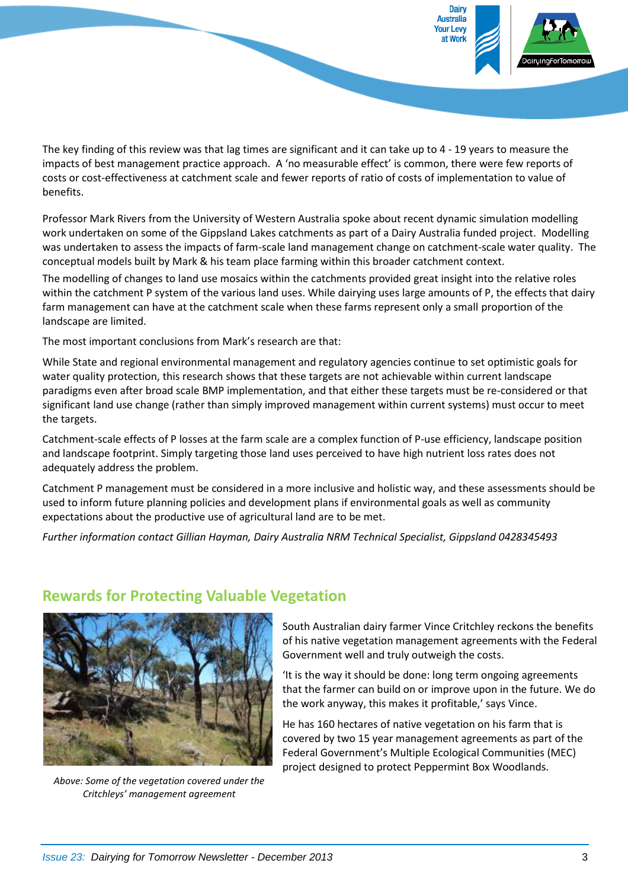The key finding of this review was that lag times are significant and it can take up to 4 - 19 years to measure the impacts of best management practice approach. A 'no measurable effect' is common, there were few reports of costs or cost-effectiveness at catchment scale and fewer reports of ratio of costs of implementation to value of benefits.

Professor Mark Rivers from the University of Western Australia spoke about recent dynamic simulation modelling work undertaken on some of the Gippsland Lakes catchments as part of a Dairy Australia funded project. Modelling was undertaken to assess the impacts of farm-scale land management change on catchment-scale water quality. The conceptual models built by Mark & his team place farming within this broader catchment context.

The modelling of changes to land use mosaics within the catchments provided great insight into the relative roles within the catchment P system of the various land uses. While dairying uses large amounts of P, the effects that dairy farm management can have at the catchment scale when these farms represent only a small proportion of the landscape are limited.

The most important conclusions from Mark's research are that:

While State and regional environmental management and regulatory agencies continue to set optimistic goals for water quality protection, this research shows that these targets are not achievable within current landscape paradigms even after broad scale BMP implementation, and that either these targets must be re-considered or that significant land use change (rather than simply improved management within current systems) must occur to meet the targets.

Catchment-scale effects of P losses at the farm scale are a complex function of P-use efficiency, landscape position and landscape footprint. Simply targeting those land uses perceived to have high nutrient loss rates does not adequately address the problem.

Catchment P management must be considered in a more inclusive and holistic way, and these assessments should be used to inform future planning policies and development plans if environmental goals as well as community expectations about the productive use of agricultural land are to be met.

*Further information contact Gillian Hayman, Dairy Australia NRM Technical Specialist, Gippsland 0428345493*

## Rewards for Protecting Valuable Vegetation

*Above: Some of the vegetation covered under the Critchleys' management agreement*

South Australian dairy farmer Vince Critchley reckons the benefits of his native vegetation management agreements with the Federal Government well and truly outweigh the costs.

'It is the way it should be done: long term ongoing agreements that the farmer can build on or improve upon in the future. We do the work anyway, this makes it profitable,' says Vince.

He has 160 hectares of native vegetation on his farm that is covered by two 15 year management agreements as part of the Federal Government's Multiple Ecological Communities (MEC) project designed to protect Peppermint Box Woodlands.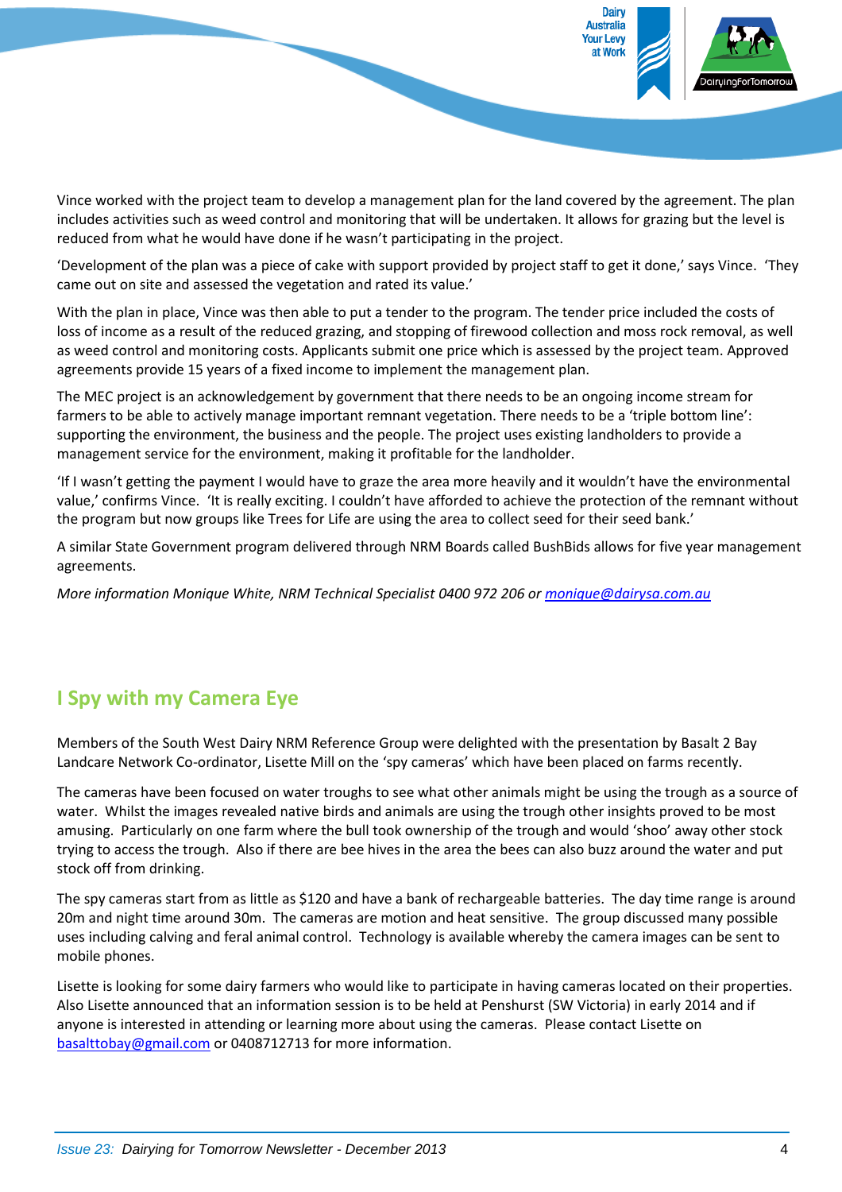Vince worked with the project team to develop a management plan for the land covered by the agreement. The plan includes activities such as weed control and monitoring that will be undertaken. It allows for grazing but the level is reduced from what he would have done if he wasn't participating in the project.

'Development of the plan was a piece of cake with support provided by project staff to get it done,' says Vince. 'They came out on site and assessed the vegetation and rated its value.'

With the plan in place, Vince was then able to put a tender to the program. The tender price included the costs of loss of income as a result of the reduced grazing, and stopping of firewood collection and moss rock removal, as well as weed control and monitoring costs. Applicants submit one price which is assessed by the project team. Approved agreements provide 15 years of a fixed income to implement the management plan.

The MEC project is an acknowledgement by government that there needs to be an ongoing income stream for farmers to be able to actively manage important remnant vegetation. There needs to be a 'triple bottom line': supporting the environment, the business and the people. The project uses existing landholders to provide a management service for the environment, making it profitable for the landholder.

'If I wasn't getting the payment I would have to graze the area more heavily and it wouldn't have the environmental value,' confirms Vince. 'It is really exciting. I couldn't have afforded to achieve the protection of the remnant without the program but now groups like Trees for Life are using the area to collect seed for their seed bank.'

A similar State Government program delivered through NRM Boards called BushBids allows for five year management agreements.

*More information Monique White, NRM Technical Specialist 0400 972 206 or monique@dairysa.com.au*

## I Spy with my Camera Eye

Members of the South West Dairy NRM Reference Group were delighted with the presentation by Basalt 2 Bay Landcare Network Co-ordinator, Lisette Mill on the 'spy cameras' which have been placed on farms recently.

The cameras have been focused on water troughs to see what other animals might be using the trough as a source of water. Whilst the images revealed native birds and animals are using the trough other insights proved to be most amusing. Particularly on one farm where the bull took ownership of the trough and would 'shoo' away other stock trying to access the trough. Also if there are bee hives in the area the bees can also buzz around the water and put stock off from drinking.

The spy cameras start from as little as $120 and have a bank of rechargeable batteries. The day time range is around 20m and night time around 30m. The cameras are motion and heat sensitive. The group discussed many possible uses including calving and feral animal control. Technology is available whereby the camera images can be sent to mobile phones.

Lisette is looking for some dairy farmers who would like to participate in having cameras located on their properties. Also Lisette announced that an information session is to be held at Penshurst (SW Victoria) in early 2014 and if anyone is interested in attending or learning more about using the cameras. Please contact Lisette on basalttobay@gmail.com or 0408712713 for more information.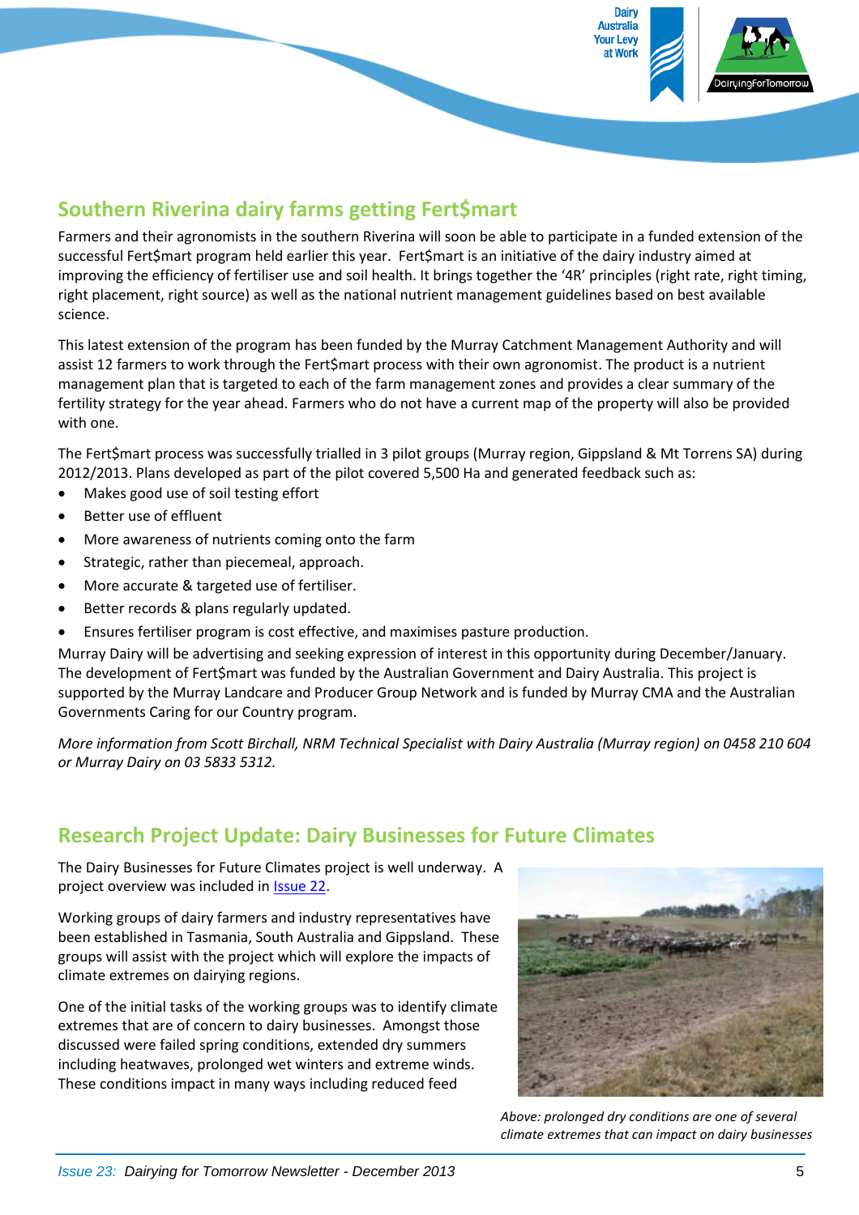## Southern Riverina dairy farms getting Fert$mart

Farmers and their agronomists in the southern Riverina will soon be able to participate in a funded extension of the successful Fert$mart program held earlier this year. Fert$mart is an initiative of the dairy industry aimed at improving the efficiency of fertiliser use and soil health. It brings together the '4R' principles (right rate, right timing, right placement, right source) as well as the national nutrient management guidelines based on best available science.

This latest extension of the program has been funded by the Murray Catchment Management Authority and will assist 12 farmers to work through the Fert$mart process with their own agronomist. The product is a nutrient management plan that is targeted to each of the farm management zones and provides a clear summary of the fertility strategy for the year ahead. Farmers who do not have a current map of the property will also be provided with one.

The Fert$mart process was successfully trialled in 3 pilot groups (Murray region, Gippsland & Mt Torrens SA) during 2012/2013. Plans developed as part of the pilot covered 5,500 Ha and generated feedback such as:

- Makes good use of soil testing effort
- Better use of effluent
- More awareness of nutrients coming onto the farm
- Strategic, rather than piecemeal, approach.
- More accurate & targeted use of fertiliser.
- Better records & plans regularly updated.
- Ensures fertiliser program is cost effective, and maximises pasture production.

Murray Dairy will be advertising and seeking expression of interest in this opportunity during December/January. The development of Fert$mart was funded by the Australian Government and Dairy Australia. This project is supported by the Murray Landcare and Producer Group Network and is funded by Murray CMA and the Australian Governments Caring for our Country program.

*More information from Scott Birchall, NRM Technical Specialist with Dairy Australia (Murray region) on 0458 210 604 or Murray Dairy on 03 5833 5312.*

## Research Project Update: Dairy Businesses for Future Climates

The Dairy Businesses for Future Climates project is well underway. A project overview was included in Issue 22.

Working groups of dairy farmers and industry representatives have been established in Tasmania, South Australia and Gippsland. These groups will assist with the project which will explore the impacts of climate extremes on dairying regions.

One of the initial tasks of the working groups was to identify climate extremes that are of concern to dairy businesses. Amongst those discussed were failed spring conditions, extended dry summers including heatwaves, prolonged wet winters and extreme winds. These conditions impact in many ways including reduced feed

*Above: prolonged dry conditions are one of several climate extremes that can impact on dairy businesses*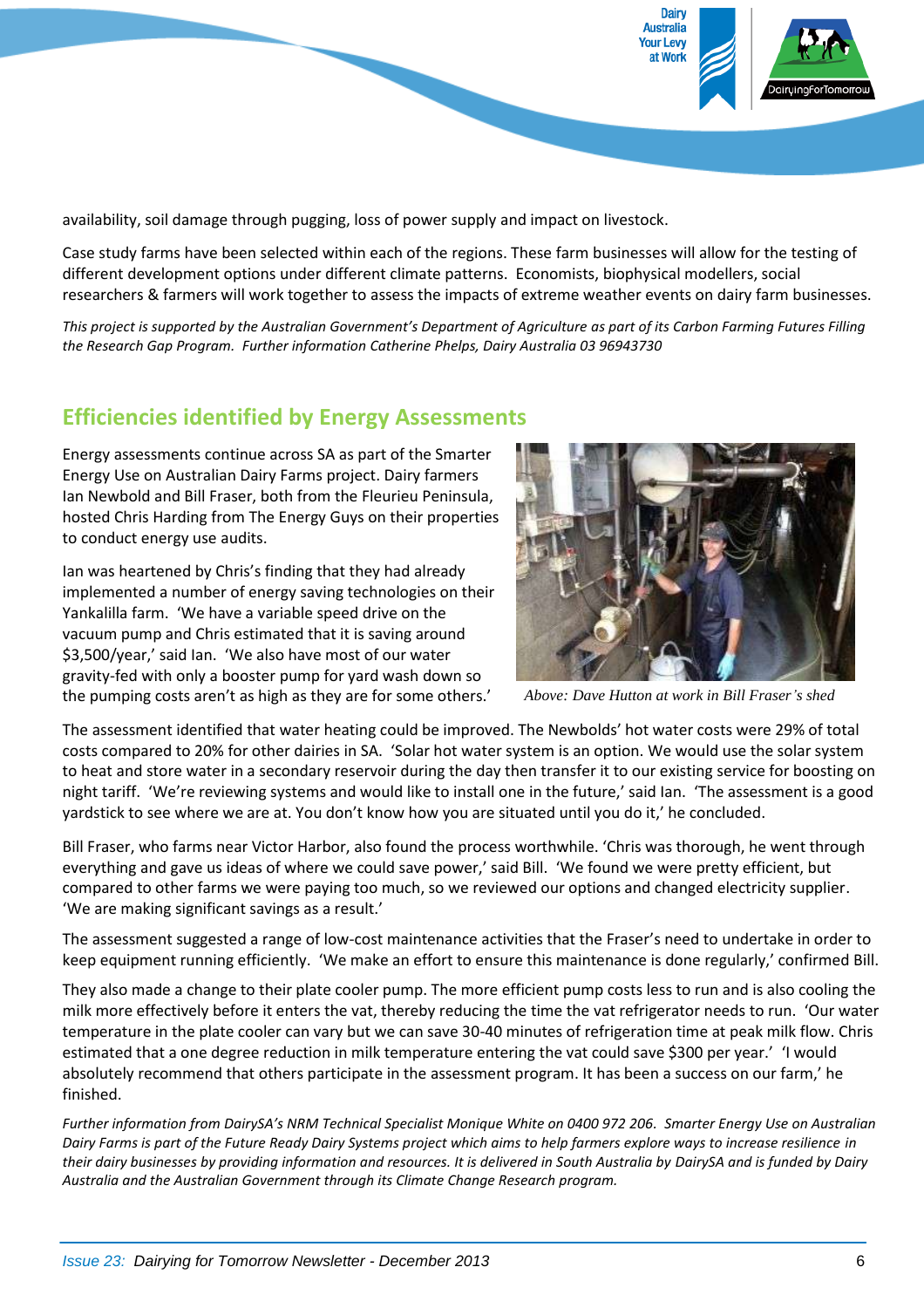availability, soil damage through pugging, loss of power supply and impact on livestock.

Case study farms have been selected within each of the regions. These farm businesses will allow for the testing of different development options under different climate patterns. Economists, biophysical modellers, social researchers & farmers will work together to assess the impacts of extreme weather events on dairy farm businesses.

*This project is supported by the Australian Government's Department of Agriculture as part of its Carbon Farming Futures Filling the Research Gap Program. Further information Catherine Phelps, Dairy Australia 03 96943730*

## Efficiencies identified by Energy Assessments

Energy assessments continue across SA as part of the Smarter Energy Use on Australian Dairy Farms project. Dairy farmers Ian Newbold and Bill Fraser, both from the Fleurieu Peninsula, hosted Chris Harding from The Energy Guys on their properties to conduct energy use audits.

Ian was heartened by Chris's finding that they had already implemented a number of energy saving technologies on their Yankalilla farm. 'We have a variable speed drive on the vacuum pump and Chris estimated that it is saving around $3,500/year,' said Ian. 'We also have most of our water gravity-fed with only a booster pump for yard wash down so the pumping costs aren't as high as they are for some others.'

*Above: Dave Hutton at work in Bill Fraser's shed*

The assessment identified that water heating could be improved. The Newbolds' hot water costs were 29% of total costs compared to 20% for other dairies in SA. 'Solar hot water system is an option. We would use the solar system to heat and store water in a secondary reservoir during the day then transfer it to our existing service for boosting on night tariff. 'We're reviewing systems and would like to install one in the future,' said Ian. 'The assessment is a good yardstick to see where we are at. You don't know how you are situated until you do it,' he concluded.

Bill Fraser, who farms near Victor Harbor, also found the process worthwhile. 'Chris was thorough, he went through everything and gave us ideas of where we could save power,' said Bill. 'We found we were pretty efficient, but compared to other farms we were paying too much, so we reviewed our options and changed electricity supplier. 'We are making significant savings as a result.'

The assessment suggested a range of low-cost maintenance activities that the Fraser's need to undertake in order to keep equipment running efficiently. 'We make an effort to ensure this maintenance is done regularly,' confirmed Bill.

They also made a change to their plate cooler pump. The more efficient pump costs less to run and is also cooling the milk more effectively before it enters the vat, thereby reducing the time the vat refrigerator needs to run. 'Our water temperature in the plate cooler can vary but we can save 30-40 minutes of refrigeration time at peak milk flow. Chris estimated that a one degree reduction in milk temperature entering the vat could save $300 per year.' 'I would absolutely recommend that others participate in the assessment program. It has been a success on our farm,' he finished.

*Further information from DairySA's NRM Technical Specialist Monique White on 0400 972 206. Smarter Energy Use on Australian Dairy Farms is part of the Future Ready Dairy Systems project which aims to help farmers explore ways to increase resilience in their dairy businesses by providing information and resources. It is delivered in South Australia by DairySA and is funded by Dairy Australia and the Australian Government through its Climate Change Research program.*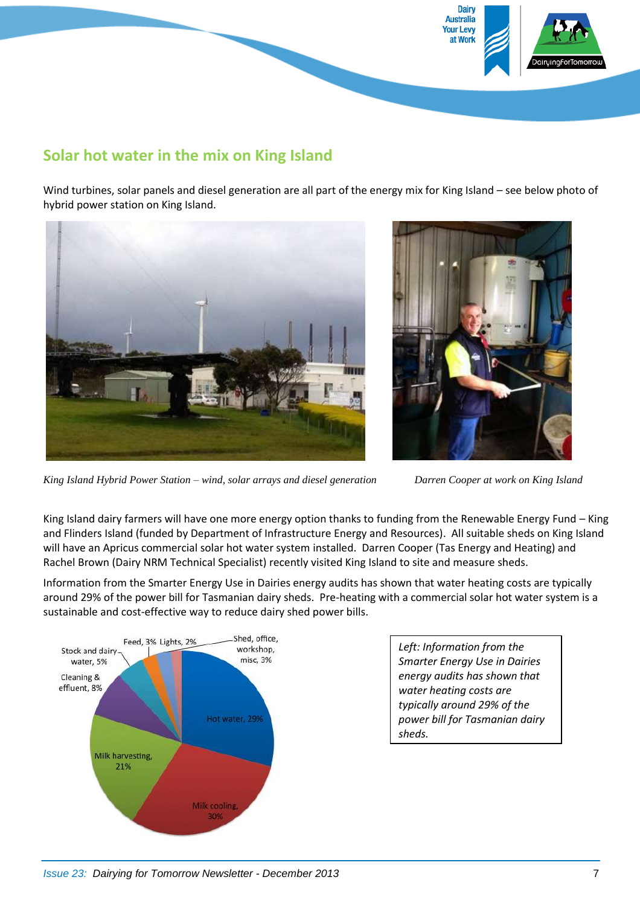## Solar hot water in the mix on King Island

Wind turbines, solar panels and diesel generation are all part of the energy mix for King Island – see below photo of hybrid power station on King Island.

*King Island Hybrid Power Station – wind, solar arrays and diesel generation*

*Darren Cooper at work on King Island*

King Island dairy farmers will have one more energy option thanks to funding from the Renewable Energy Fund – King and Flinders Island (funded by Department of Infrastructure Energy and Resources). All suitable sheds on King Island will have an Apricus commercial solar hot water system installed. Darren Cooper (Tas Energy and Heating) and Rachel Brown (Dairy NRM Technical Specialist) recently visited King Island to site and measure sheds.

Information from the Smarter Energy Use in Dairies energy audits has shown that water heating costs are typically around 29% of the power bill for Tasmanian dairy sheds. Pre-heating with a commercial solar hot water system is a sustainable and cost-effective way to reduce dairy shed power bills.

Hot water, 29%
Milk cooling, 30%
Milk harvesting, 21%
Cleaning & effluent, 8%
Stock and dairy water, 5%
Feed, 3%
Lights, 2%
Shed, office, workshop, misc, 3%

*Left: Information from the Smarter Energy Use in Dairies energy audits has shown that water heating costs are typically around 29% of the power bill for Tasmanian dairy sheds.*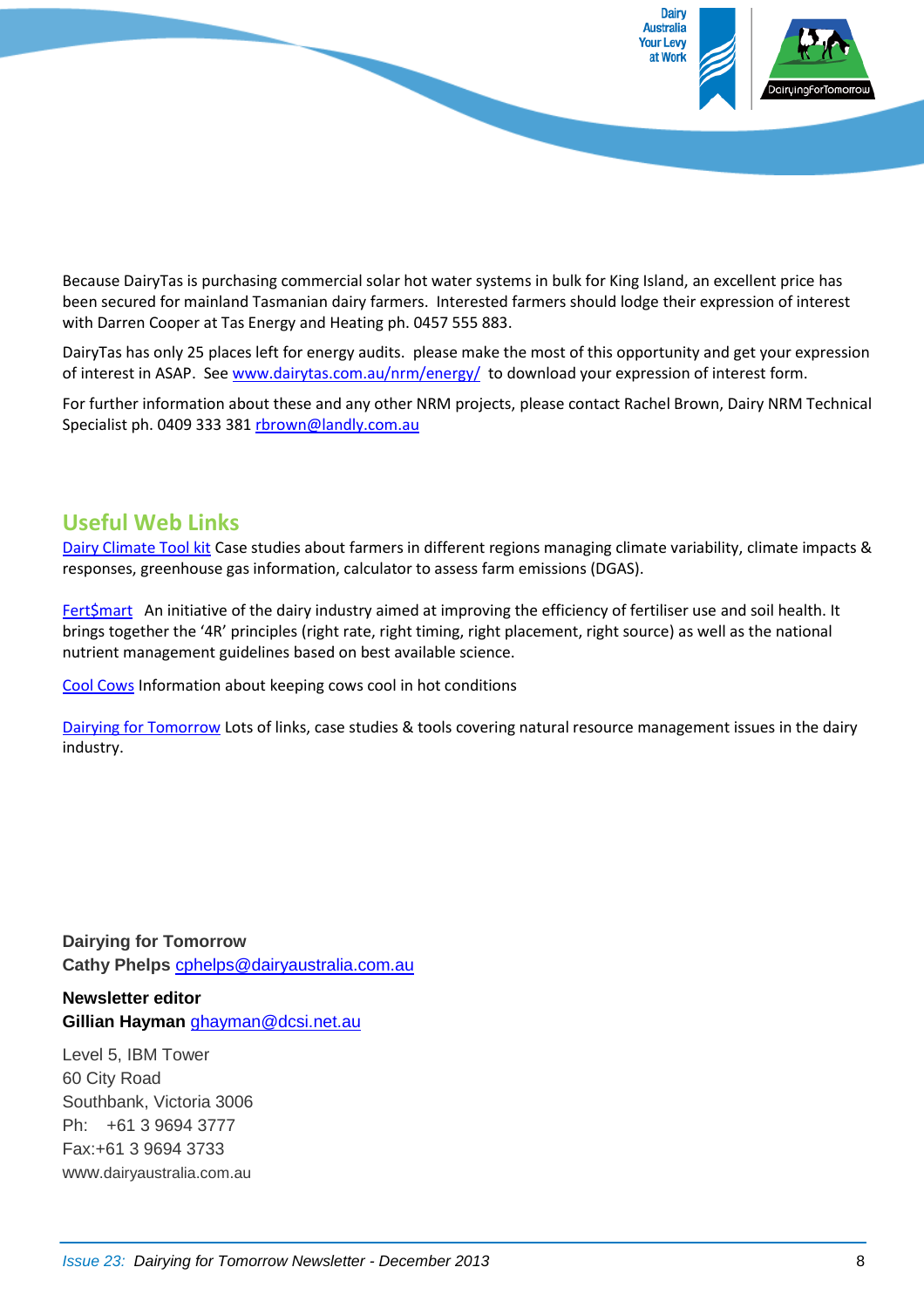Because DairyTas is purchasing commercial solar hot water systems in bulk for King Island, an excellent price has been secured for mainland Tasmanian dairy farmers. Interested farmers should lodge their expression of interest with Darren Cooper at Tas Energy and Heating ph. 0457 555 883.

DairyTas has only 25 places left for energy audits. please make the most of this opportunity and get your expression of interest in ASAP. See www.dairytas.com.au/nrm/energy/ to download your expression of interest form.

For further information about these and any other NRM projects, please contact Rachel Brown, Dairy NRM Technical Specialist ph. 0409 333 381 rbrown@landly.com.au

## Useful Web Links

Dairy Climate Tool kit Case studies about farmers in different regions managing climate variability, climate impacts & responses, greenhouse gas information, calculator to assess farm emissions (DGAS).

Fert$mart An initiative of the dairy industry aimed at improving the efficiency of fertiliser use and soil health. It brings together the '4R' principles (right rate, right timing, right placement, right source) as well as the national nutrient management guidelines based on best available science.

Cool Cows Information about keeping cows cool in hot conditions

Dairying for Tomorrow Lots of links, case studies & tools covering natural resource management issues in the dairy industry.

**Dairying for Tomorrow**
**Cathy Phelps** cphelps@dairyaustralia.com.au

**Newsletter editor**
**Gillian Hayman** ghayman@dcsi.net.au

Level 5, IBM Tower
60 City Road
Southbank, Victoria 3006
Ph: +61 3 9694 3777
Fax:+61 3 9694 3733
www.dairyaustralia.com.au